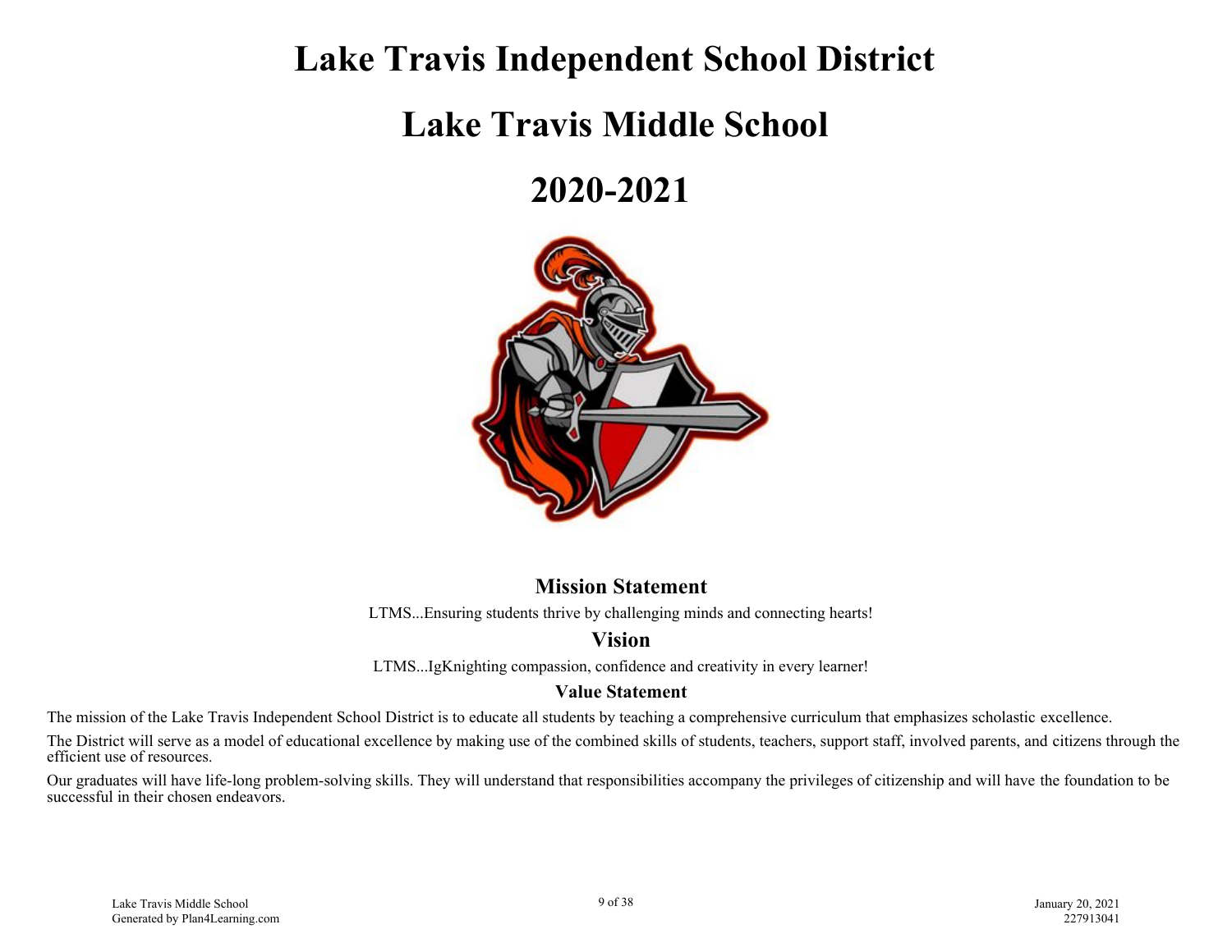# Lake Travis Independent School District

# Lake Travis Middle School

# 2020-2021

## Mission Statement

LTMS...Ensuring students thrive by challenging minds and connecting hearts!

## Vision

LTMS...IgKnighting compassion, confidence and creativity in every learner!

### Value Statement

The mission of the Lake Travis Independent School District is to educate all students by teaching a comprehensive curriculum that emphasizes scholastic excellence.

The District will serve as a model of educational excellence by making use of the combined skills of students, teachers, support staff, involved parents, and citizens through the efficient use of resources.

Our graduates will have life-long problem-solving skills. They will understand that responsibilities accompany the privileges of citizenship and will have the foundation to be successful in their chosen endeavors.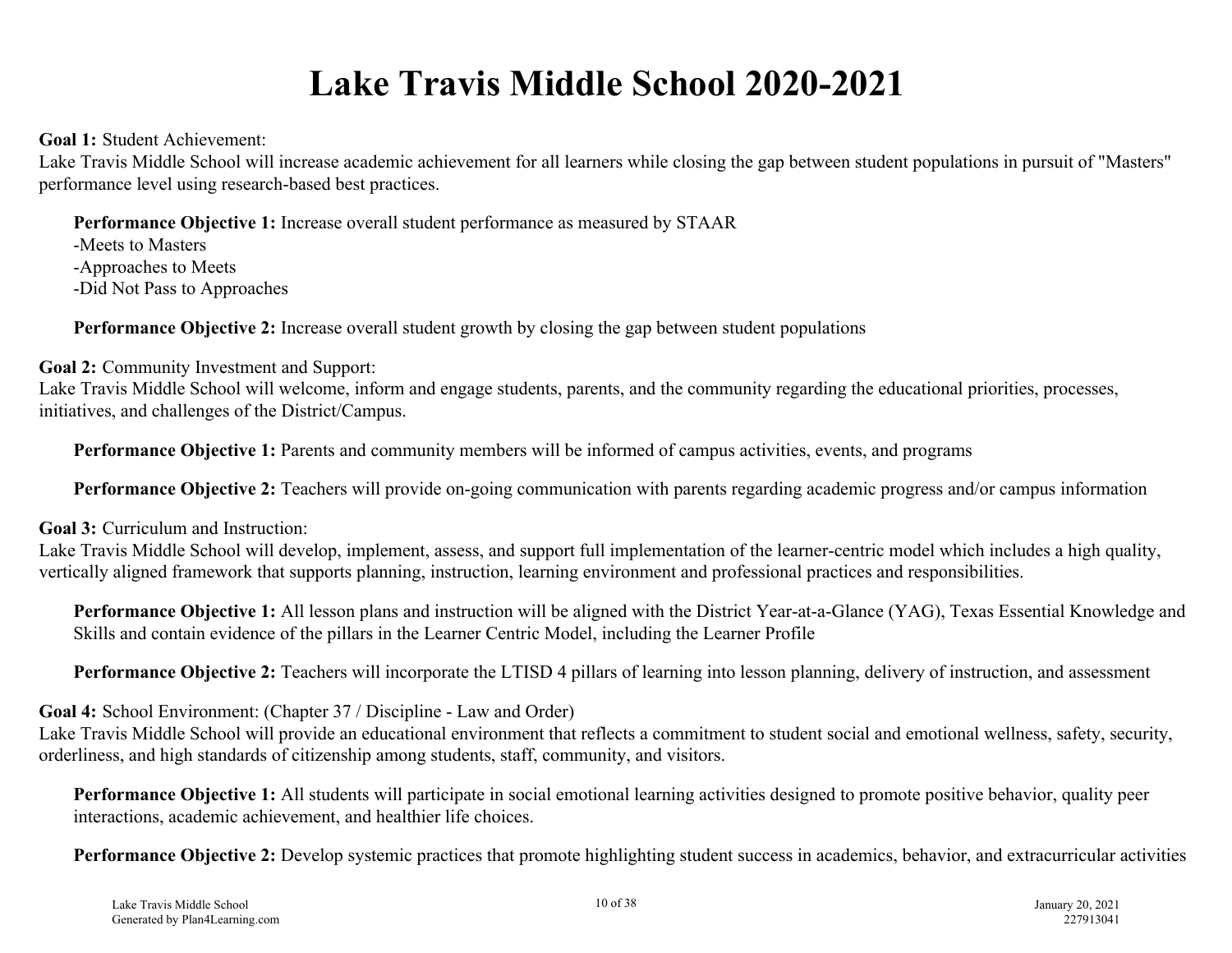# Lake Travis Middle School 2020-2021

**Goal 1:** Student Achievement:
Lake Travis Middle School will increase academic achievement for all learners while closing the gap between student populations in pursuit of "Masters" performance level using research-based best practices.

**Performance Objective 1:** Increase overall student performance as measured by STAAR
-Meets to Masters
-Approaches to Meets
-Did Not Pass to Approaches

**Performance Objective 2:** Increase overall student growth by closing the gap between student populations

**Goal 2:** Community Investment and Support:
Lake Travis Middle School will welcome, inform and engage students, parents, and the community regarding the educational priorities, processes, initiatives, and challenges of the District/Campus.

**Performance Objective 1:** Parents and community members will be informed of campus activities, events, and programs

**Performance Objective 2:** Teachers will provide on-going communication with parents regarding academic progress and/or campus information

**Goal 3:** Curriculum and Instruction:
Lake Travis Middle School will develop, implement, assess, and support full implementation of the learner-centric model which includes a high quality, vertically aligned framework that supports planning, instruction, learning environment and professional practices and responsibilities.

**Performance Objective 1:** All lesson plans and instruction will be aligned with the District Year-at-a-Glance (YAG), Texas Essential Knowledge and Skills and contain evidence of the pillars in the Learner Centric Model, including the Learner Profile

**Performance Objective 2:** Teachers will incorporate the LTISD 4 pillars of learning into lesson planning, delivery of instruction, and assessment

**Goal 4:** School Environment: (Chapter 37 / Discipline - Law and Order)
Lake Travis Middle School will provide an educational environment that reflects a commitment to student social and emotional wellness, safety, security, orderliness, and high standards of citizenship among students, staff, community, and visitors.

**Performance Objective 1:** All students will participate in social emotional learning activities designed to promote positive behavior, quality peer interactions, academic achievement, and healthier life choices.

**Performance Objective 2:** Develop systemic practices that promote highlighting student success in academics, behavior, and extracurricular activities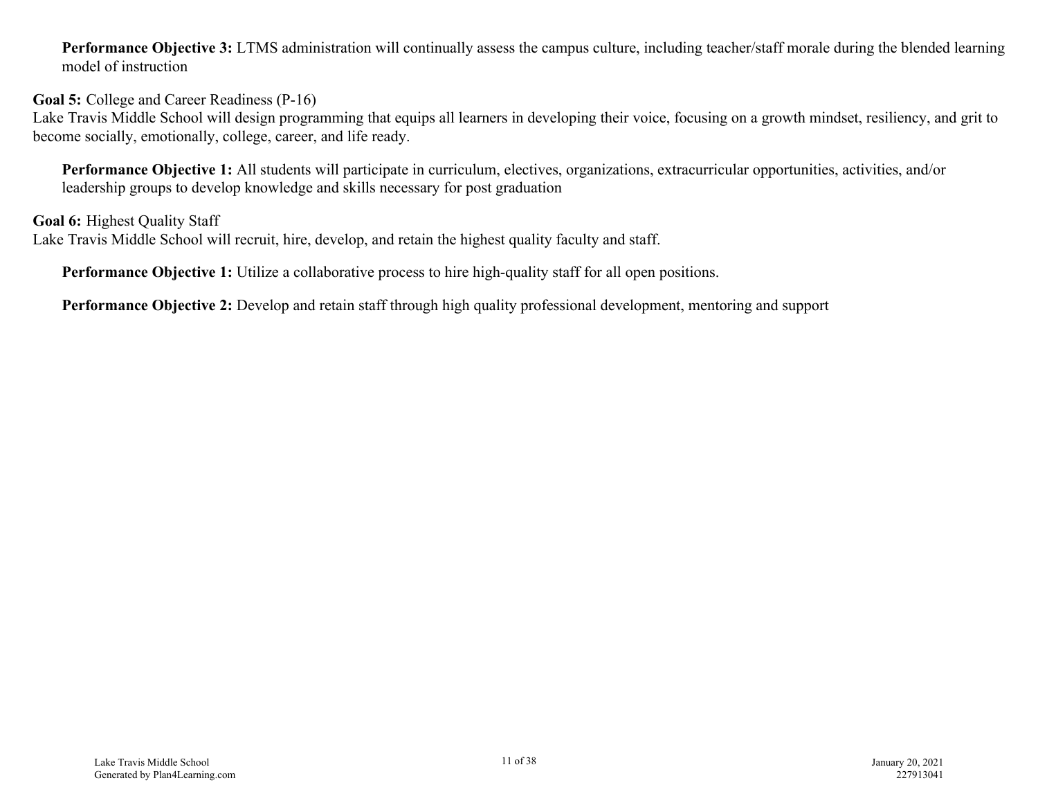**Performance Objective 3:** LTMS administration will continually assess the campus culture, including teacher/staff morale during the blended learning model of instruction

**Goal 5:** College and Career Readiness (P-16)
Lake Travis Middle School will design programming that equips all learners in developing their voice, focusing on a growth mindset, resiliency, and grit to become socially, emotionally, college, career, and life ready.

**Performance Objective 1:** All students will participate in curriculum, electives, organizations, extracurricular opportunities, activities, and/or leadership groups to develop knowledge and skills necessary for post graduation

**Goal 6:** Highest Quality Staff
Lake Travis Middle School will recruit, hire, develop, and retain the highest quality faculty and staff.

**Performance Objective 1:** Utilize a collaborative process to hire high-quality staff for all open positions.

**Performance Objective 2:** Develop and retain staff through high quality professional development, mentoring and support